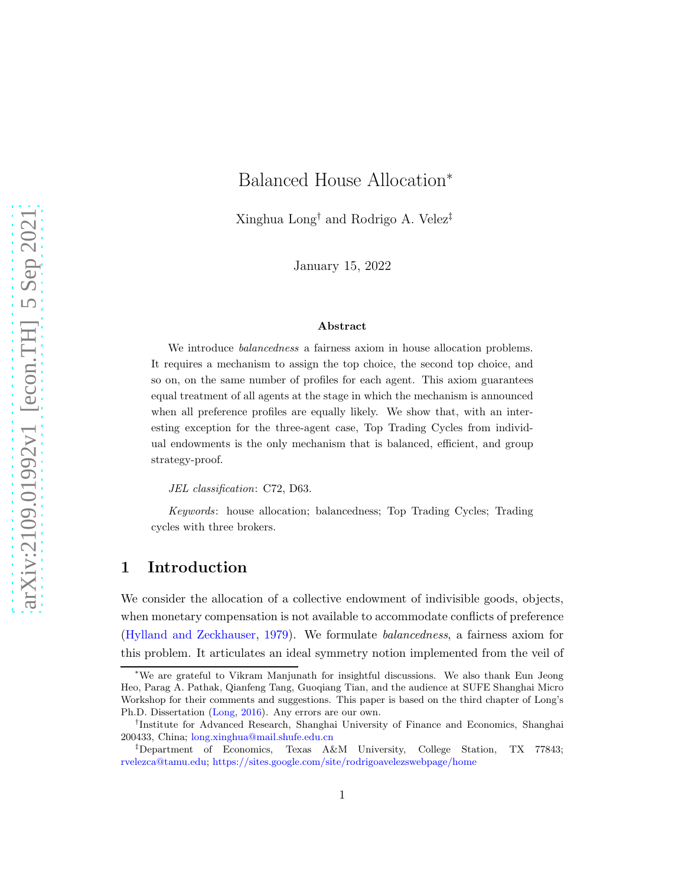# Balanced House Allocation*

Xinghua Long[†] and Rodrigo A. Velez[‡]

January 15, 2022

### Abstract

We introduce *balancedness* a fairness axiom in house allocation problems. It requires a mechanism to assign the top choice, the second top choice, and so on, on the same number of profiles for each agent. This axiom guarantees equal treatment of all agents at the stage in which the mechanism is announced when all preference profiles are equally likely. We show that, with an interesting exception for the three-agent case, Top Trading Cycles from individual endowments is the only mechanism that is balanced, efficient, and group strategy-proof.

*JEL classification*: C72, D63.

*Keywords*: house allocation; balancedness; Top Trading Cycles; Trading cycles with three brokers.

## 1 Introduction

We consider the allocation of a collective endowment of indivisible goods, objects, when monetary compensation is not available to accommodate conflicts of preference (Hylland and Zeckhauser, 1979). We formulate *balancedness*, a fairness axiom for this problem. It articulates an ideal symmetry notion implemented from the veil of

---

*We are grateful to Vikram Manjunath for insightful discussions. We also thank Eun Jeong Heo, Parag A. Pathak, Qianfeng Tang, Guoqiang Tian, and the audience at SUFE Shanghai Micro Workshop for their comments and suggestions. This paper is based on the third chapter of Long's Ph.D. Dissertation (Long, 2016). Any errors are our own.

[†]Institute for Advanced Research, Shanghai University of Finance and Economics, Shanghai 200433, China; long.xinghua@mail.shufe.edu.cn

[‡]Department of Economics, Texas A&M University, College Station, TX 77843; rvelezca@tamu.edu; https://sites.google.com/site/rodrigoavelezswebpage/home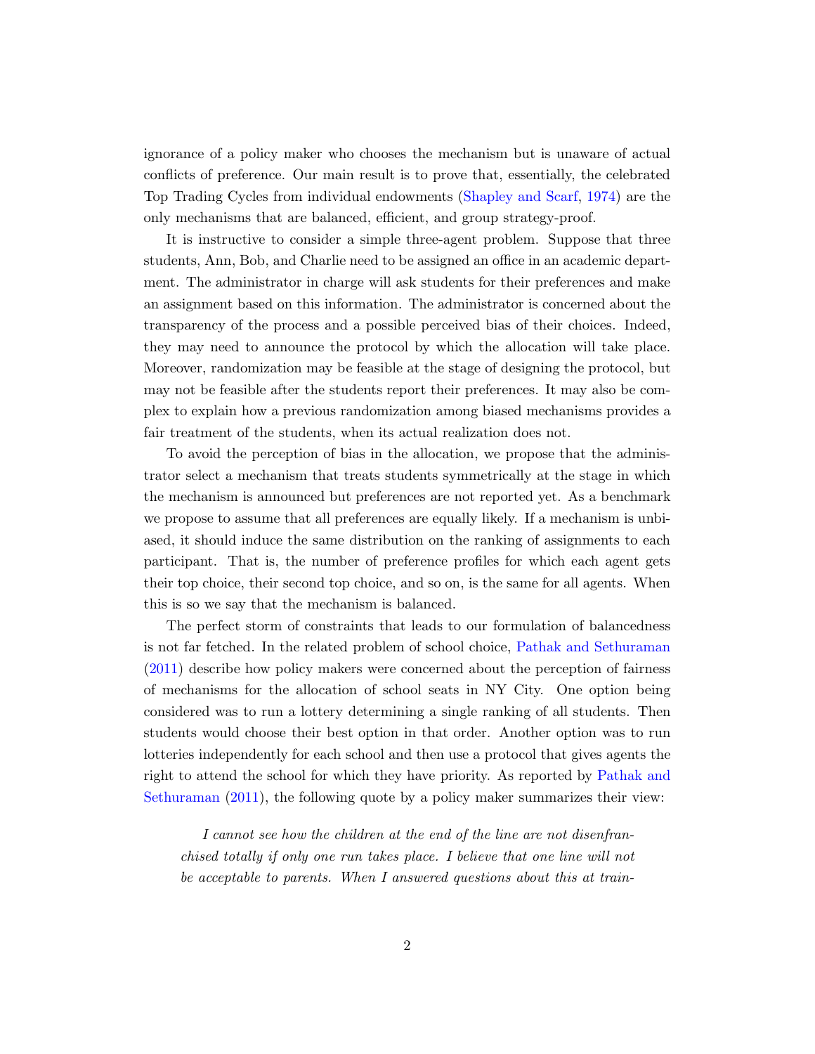ignorance of a policy maker who chooses the mechanism but is unaware of actual conflicts of preference. Our main result is to prove that, essentially, the celebrated Top Trading Cycles from individual endowments (Shapley and Scarf, 1974) are the only mechanisms that are balanced, efficient, and group strategy-proof.

It is instructive to consider a simple three-agent problem. Suppose that three students, Ann, Bob, and Charlie need to be assigned an office in an academic department. The administrator in charge will ask students for their preferences and make an assignment based on this information. The administrator is concerned about the transparency of the process and a possible perceived bias of their choices. Indeed, they may need to announce the protocol by which the allocation will take place. Moreover, randomization may be feasible at the stage of designing the protocol, but may not be feasible after the students report their preferences. It may also be complex to explain how a previous randomization among biased mechanisms provides a fair treatment of the students, when its actual realization does not.

To avoid the perception of bias in the allocation, we propose that the administrator select a mechanism that treats students symmetrically at the stage in which the mechanism is announced but preferences are not reported yet. As a benchmark we propose to assume that all preferences are equally likely. If a mechanism is unbiased, it should induce the same distribution on the ranking of assignments to each participant. That is, the number of preference profiles for which each agent gets their top choice, their second top choice, and so on, is the same for all agents. When this is so we say that the mechanism is balanced.

The perfect storm of constraints that leads to our formulation of balancedness is not far fetched. In the related problem of school choice, Pathak and Sethuraman (2011) describe how policy makers were concerned about the perception of fairness of mechanisms for the allocation of school seats in NY City. One option being considered was to run a lottery determining a single ranking of all students. Then students would choose their best option in that order. Another option was to run lotteries independently for each school and then use a protocol that gives agents the right to attend the school for which they have priority. As reported by Pathak and Sethuraman (2011), the following quote by a policy maker summarizes their view:

> *I cannot see how the children at the end of the line are not disenfranchised totally if only one run takes place. I believe that one line will not be acceptable to parents. When I answered questions about this at train-*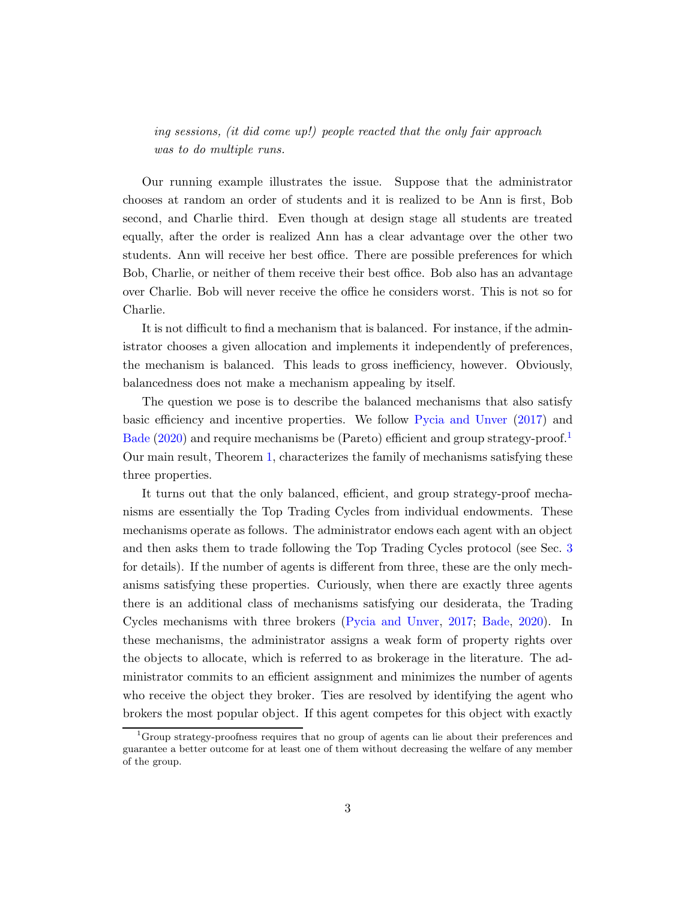*ing sessions, (it did come up!) people reacted that the only fair approach was to do multiple runs.*

Our running example illustrates the issue. Suppose that the administrator chooses at random an order of students and it is realized to be Ann is first, Bob second, and Charlie third. Even though at design stage all students are treated equally, after the order is realized Ann has a clear advantage over the other two students. Ann will receive her best office. There are possible preferences for which Bob, Charlie, or neither of them receive their best office. Bob also has an advantage over Charlie. Bob will never receive the office he considers worst. This is not so for Charlie.

It is not difficult to find a mechanism that is balanced. For instance, if the administrator chooses a given allocation and implements it independently of preferences, the mechanism is balanced. This leads to gross inefficiency, however. Obviously, balancedness does not make a mechanism appealing by itself.

The question we pose is to describe the balanced mechanisms that also satisfy basic efficiency and incentive properties. We follow Pycia and Unver (2017) and Bade (2020) and require mechanisms be (Pareto) efficient and group strategy-proof.[1] Our main result, Theorem 1, characterizes the family of mechanisms satisfying these three properties.

It turns out that the only balanced, efficient, and group strategy-proof mechanisms are essentially the Top Trading Cycles from individual endowments. These mechanisms operate as follows. The administrator endows each agent with an object and then asks them to trade following the Top Trading Cycles protocol (see Sec. 3 for details). If the number of agents is different from three, these are the only mechanisms satisfying these properties. Curiously, when there are exactly three agents there is an additional class of mechanisms satisfying our desiderata, the Trading Cycles mechanisms with three brokers (Pycia and Unver, 2017; Bade, 2020). In these mechanisms, the administrator assigns a weak form of property rights over the objects to allocate, which is referred to as brokerage in the literature. The administrator commits to an efficient assignment and minimizes the number of agents who receive the object they broker. Ties are resolved by identifying the agent who brokers the most popular object. If this agent competes for this object with exactly

[1] Group strategy-proofness requires that no group of agents can lie about their preferences and guarantee a better outcome for at least one of them without decreasing the welfare of any member of the group.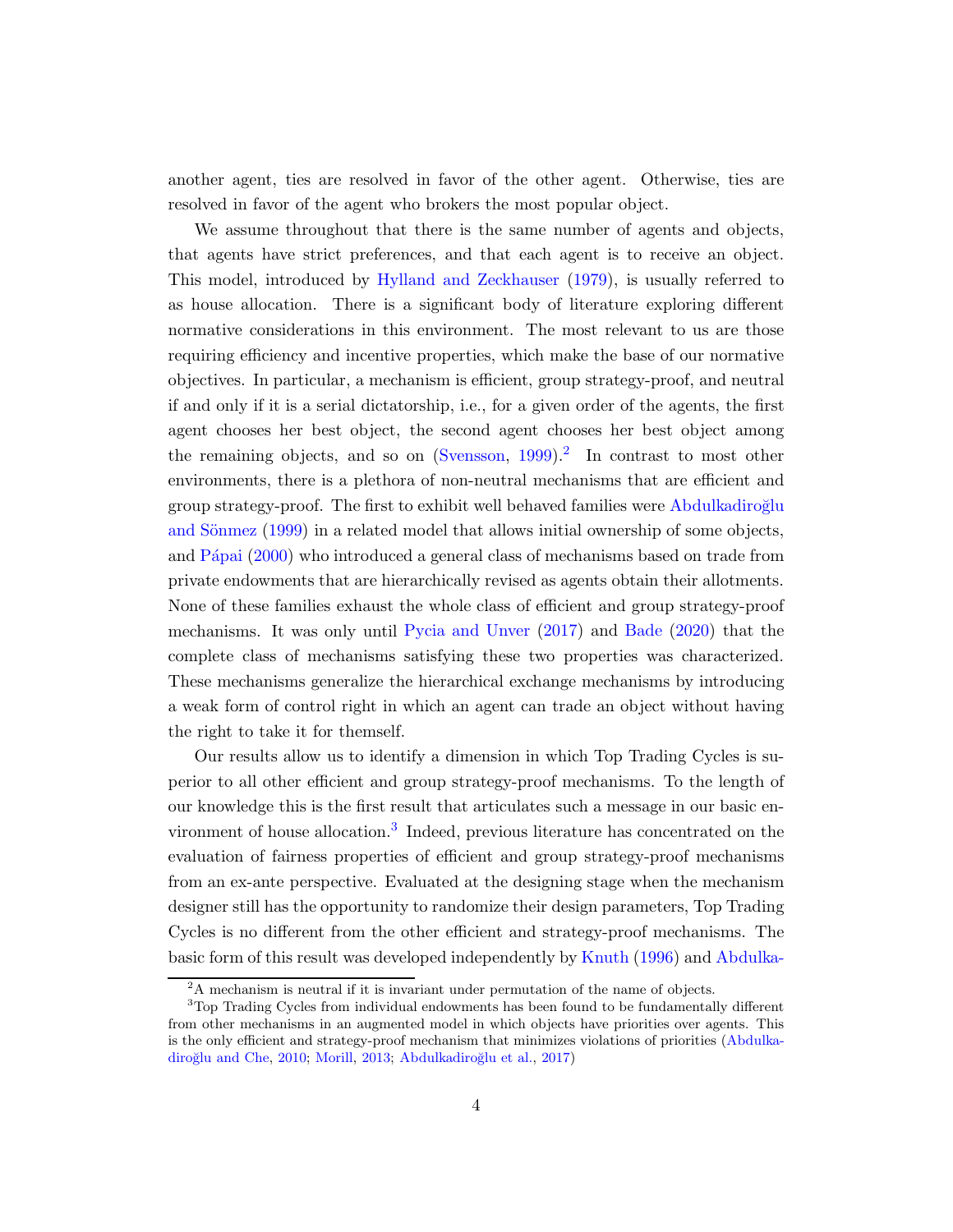another agent, ties are resolved in favor of the other agent. Otherwise, ties are resolved in favor of the agent who brokers the most popular object.

We assume throughout that there is the same number of agents and objects, that agents have strict preferences, and that each agent is to receive an object. This model, introduced by Hylland and Zeckhauser (1979), is usually referred to as house allocation. There is a significant body of literature exploring different normative considerations in this environment. The most relevant to us are those requiring efficiency and incentive properties, which make the base of our normative objectives. In particular, a mechanism is efficient, group strategy-proof, and neutral if and only if it is a serial dictatorship, i.e., for a given order of the agents, the first agent chooses her best object, the second agent chooses her best object among the remaining objects, and so on (Svensson, 1999).[2] In contrast to most other environments, there is a plethora of non-neutral mechanisms that are efficient and group strategy-proof. The first to exhibit well behaved families were Abdulkadiroğlu and Sönmez (1999) in a related model that allows initial ownership of some objects, and Pápai (2000) who introduced a general class of mechanisms based on trade from private endowments that are hierarchically revised as agents obtain their allotments. None of these families exhaust the whole class of efficient and group strategy-proof mechanisms. It was only until Pycia and Unver (2017) and Bade (2020) that the complete class of mechanisms satisfying these two properties was characterized. These mechanisms generalize the hierarchical exchange mechanisms by introducing a weak form of control right in which an agent can trade an object without having the right to take it for themself.

Our results allow us to identify a dimension in which Top Trading Cycles is superior to all other efficient and group strategy-proof mechanisms. To the length of our knowledge this is the first result that articulates such a message in our basic environment of house allocation.[3] Indeed, previous literature has concentrated on the evaluation of fairness properties of efficient and group strategy-proof mechanisms from an ex-ante perspective. Evaluated at the designing stage when the mechanism designer still has the opportunity to randomize their design parameters, Top Trading Cycles is no different from the other efficient and strategy-proof mechanisms. The basic form of this result was developed independently by Knuth (1996) and Abdulka-

[2] A mechanism is neutral if it is invariant under permutation of the name of objects.

[3] Top Trading Cycles from individual endowments has been found to be fundamentally different from other mechanisms in an augmented model in which objects have priorities over agents. This is the only efficient and strategy-proof mechanism that minimizes violations of priorities (Abdulkadiroğlu and Che, 2010; Morill, 2013; Abdulkadiroğlu et al., 2017)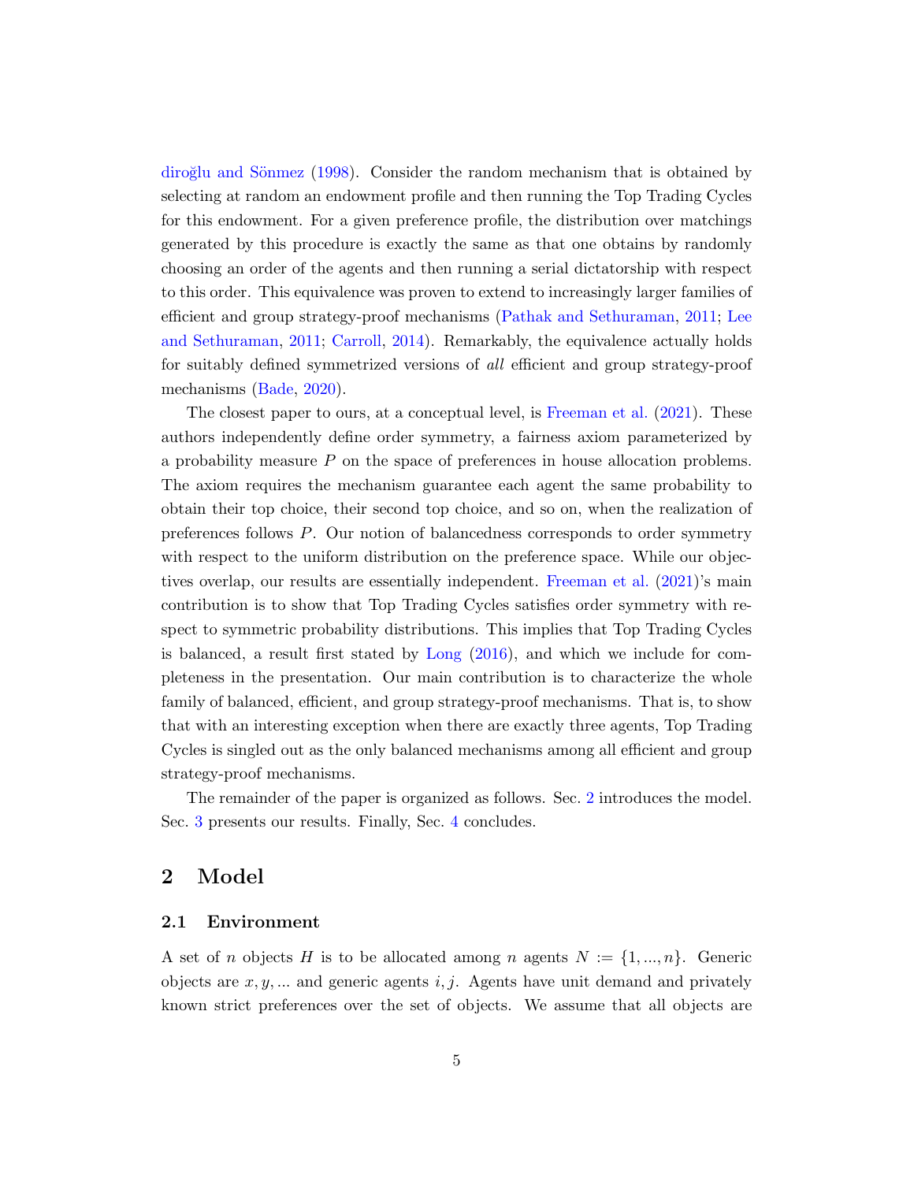diroğlu and Sönmez (1998). Consider the random mechanism that is obtained by selecting at random an endowment profile and then running the Top Trading Cycles for this endowment. For a given preference profile, the distribution over matchings generated by this procedure is exactly the same as that one obtains by randomly choosing an order of the agents and then running a serial dictatorship with respect to this order. This equivalence was proven to extend to increasingly larger families of efficient and group strategy-proof mechanisms (Pathak and Sethuraman, 2011; Lee and Sethuraman, 2011; Carroll, 2014). Remarkably, the equivalence actually holds for suitably defined symmetrized versions of *all* efficient and group strategy-proof mechanisms (Bade, 2020).

The closest paper to ours, at a conceptual level, is Freeman et al. (2021). These authors independently define order symmetry, a fairness axiom parameterized by a probability measure $P$ on the space of preferences in house allocation problems. The axiom requires the mechanism guarantee each agent the same probability to obtain their top choice, their second top choice, and so on, when the realization of preferences follows $P$. Our notion of balancedness corresponds to order symmetry with respect to the uniform distribution on the preference space. While our objectives overlap, our results are essentially independent. Freeman et al. (2021)'s main contribution is to show that Top Trading Cycles satisfies order symmetry with respect to symmetric probability distributions. This implies that Top Trading Cycles is balanced, a result first stated by Long (2016), and which we include for completeness in the presentation. Our main contribution is to characterize the whole family of balanced, efficient, and group strategy-proof mechanisms. That is, to show that with an interesting exception when there are exactly three agents, Top Trading Cycles is singled out as the only balanced mechanisms among all efficient and group strategy-proof mechanisms.

The remainder of the paper is organized as follows. Sec. 2 introduces the model. Sec. 3 presents our results. Finally, Sec. 4 concludes.

## 2 Model

### 2.1 Environment

A set of $n$ objects $H$ is to be allocated among $n$ agents $N := \{1, ..., n\}$. Generic objects are $x, y, ...$ and generic agents $i, j$. Agents have unit demand and privately known strict preferences over the set of objects. We assume that all objects are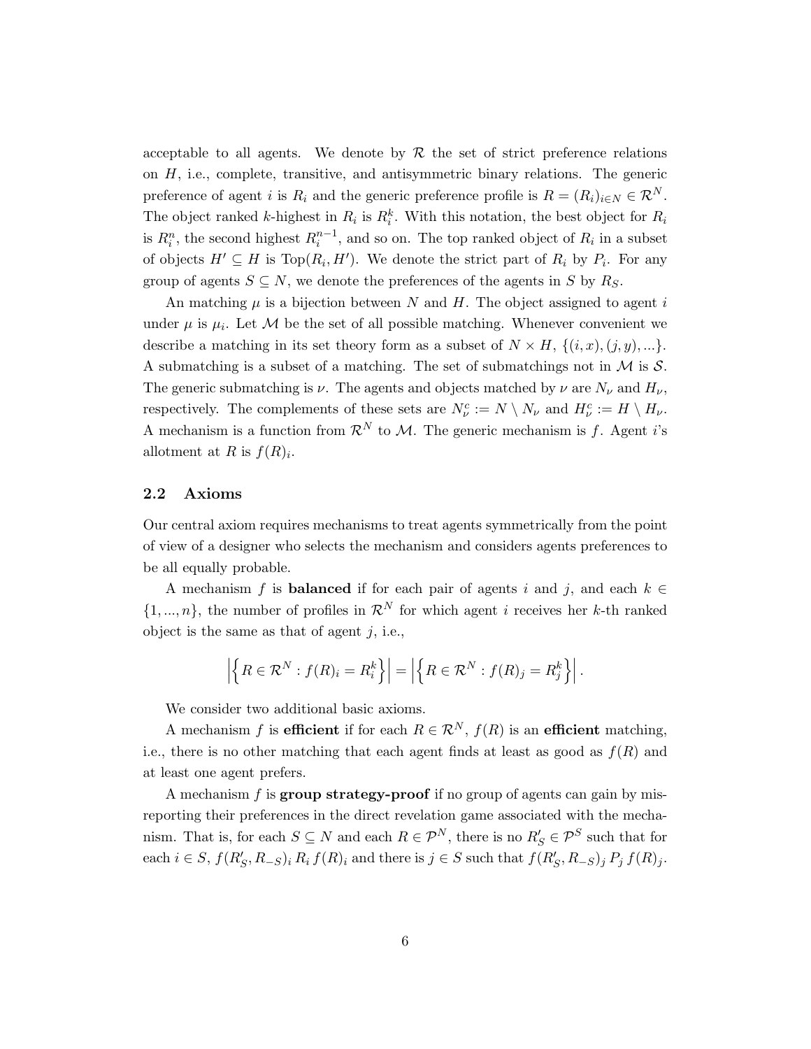acceptable to all agents. We denote by $\mathcal{R}$ the set of strict preference relations on $H$, i.e., complete, transitive, and antisymmetric binary relations. The generic preference of agent $i$ is $R_i$ and the generic preference profile is $R = (R_i)_{i \in N} \in \mathcal{R}^N$. The object ranked $k$-highest in $R_i$ is $R_i^k$. With this notation, the best object for $R_i$ is $R_i^n$, the second highest $R_i^{n-1}$, and so on. The top ranked object of $R_i$ in a subset of objects $H' \subseteq H$ is $\text{Top}(R_i, H')$. We denote the strict part of $R_i$ by $P_i$. For any group of agents $S \subseteq N$, we denote the preferences of the agents in $S$ by $R_S$.

An matching $\mu$ is a bijection between $N$ and $H$. The object assigned to agent $i$ under $\mu$ is $\mu_i$. Let $\mathcal{M}$ be the set of all possible matching. Whenever convenient we describe a matching in its set theory form as a subset of $N \times H$, $\{(i, x), (j, y), ...\}$. A submatching is a subset of a matching. The set of submatchings not in $\mathcal{M}$ is $\mathcal{S}$. The generic submatching is $\nu$. The agents and objects matched by $\nu$ are $N_\nu$ and $H_\nu$, respectively. The complements of these sets are $N_\nu^c := N \setminus N_\nu$ and $H_\nu^c := H \setminus H_\nu$. A mechanism is a function from $\mathcal{R}^N$ to $\mathcal{M}$. The generic mechanism is $f$. Agent $i$'s allotment at $R$ is $f(R)_i$.

## 2.2 Axioms

Our central axiom requires mechanisms to treat agents symmetrically from the point of view of a designer who selects the mechanism and considers agents preferences to be all equally probable.

A mechanism $f$ is **balanced** if for each pair of agents $i$ and $j$, and each $k \in \{1, ..., n\}$, the number of profiles in $\mathcal{R}^N$ for which agent $i$ receives her $k$-th ranked object is the same as that of agent $j$, i.e.,

$$\left| \left\{ R \in \mathcal{R}^N : f(R)_i = R_i^k \right\} \right| = \left| \left\{ R \in \mathcal{R}^N : f(R)_j = R_j^k \right\} \right|.$$

We consider two additional basic axioms.

A mechanism $f$ is **efficient** if for each $R \in \mathcal{R}^N$, $f(R)$ is an **efficient** matching, i.e., there is no other matching that each agent finds at least as good as $f(R)$ and at least one agent prefers.

A mechanism $f$ is **group strategy-proof** if no group of agents can gain by misreporting their preferences in the direct revelation game associated with the mechanism. That is, for each $S \subseteq N$ and each $R \in \mathcal{P}^N$, there is no $R'_S \in \mathcal{P}^S$ such that for each $i \in S$, $f(R'_S, R_{-S})_i \, R_i \, f(R)_i$ and there is $j \in S$ such that $f(R'_S, R_{-S})_j \, P_j \, f(R)_j$.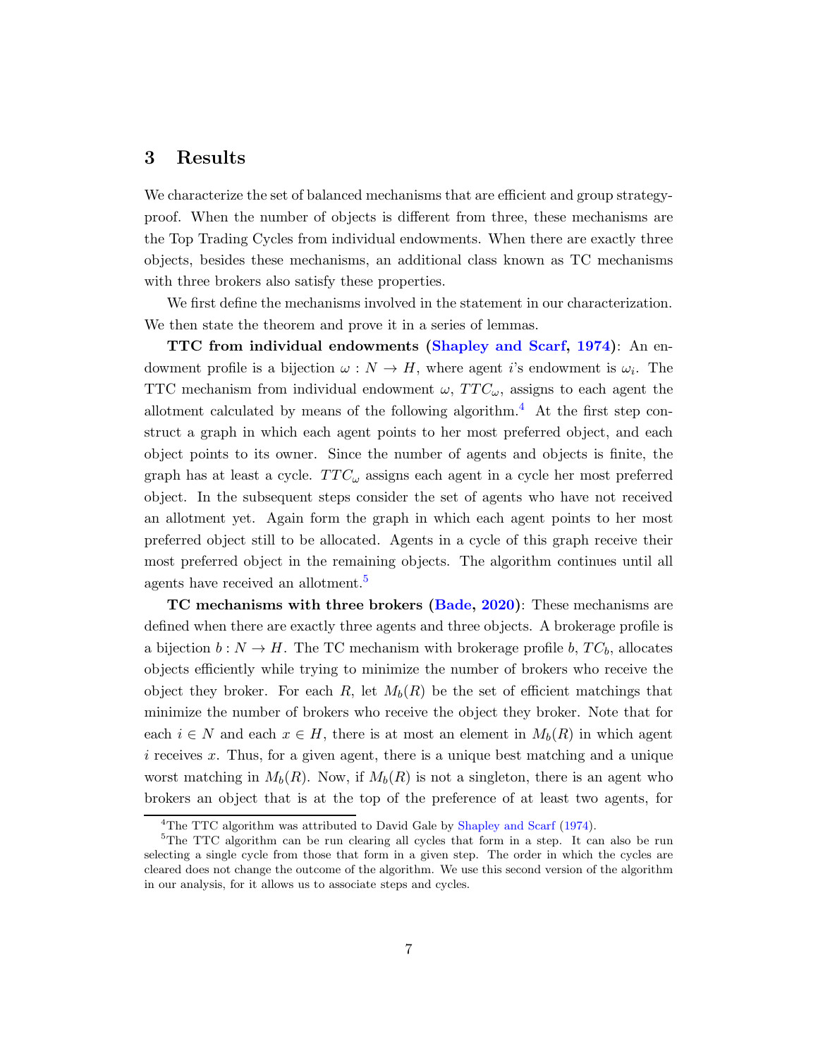## 3 Results

We characterize the set of balanced mechanisms that are efficient and group strategy-proof. When the number of objects is different from three, these mechanisms are the Top Trading Cycles from individual endowments. When there are exactly three objects, besides these mechanisms, an additional class known as TC mechanisms with three brokers also satisfy these properties.

We first define the mechanisms involved in the statement in our characterization. We then state the theorem and prove it in a series of lemmas.

**TTC from individual endowments (Shapley and Scarf, 1974)**: An endowment profile is a bijection $\omega : N \to H$, where agent $i$'s endowment is $\omega_i$. The TTC mechanism from individual endowment $\omega$, $TTC_\omega$, assigns to each agent the allotment calculated by means of the following algorithm.[4] At the first step construct a graph in which each agent points to her most preferred object, and each object points to its owner. Since the number of agents and objects is finite, the graph has at least a cycle. $TTC_\omega$ assigns each agent in a cycle her most preferred object. In the subsequent steps consider the set of agents who have not received an allotment yet. Again form the graph in which each agent points to her most preferred object still to be allocated. Agents in a cycle of this graph receive their most preferred object in the remaining objects. The algorithm continues until all agents have received an allotment.[5]

**TC mechanisms with three brokers (Bade, 2020)**: These mechanisms are defined when there are exactly three agents and three objects. A brokerage profile is a bijection $b : N \to H$. The TC mechanism with brokerage profile $b$, $TC_b$, allocates objects efficiently while trying to minimize the number of brokers who receive the object they broker. For each $R$, let $M_b(R)$ be the set of efficient matchings that minimize the number of brokers who receive the object they broker. Note that for each $i \in N$ and each $x \in H$, there is at most an element in $M_b(R)$ in which agent $i$ receives $x$. Thus, for a given agent, there is a unique best matching and a unique worst matching in $M_b(R)$. Now, if $M_b(R)$ is not a singleton, there is an agent who brokers an object that is at the top of the preference of at least two agents, for

[4] The TTC algorithm was attributed to David Gale by Shapley and Scarf (1974).

[5] The TTC algorithm can be run clearing all cycles that form in a step. It can also be run selecting a single cycle from those that form in a given step. The order in which the cycles are cleared does not change the outcome of the algorithm. We use this second version of the algorithm in our analysis, for it allows us to associate steps and cycles.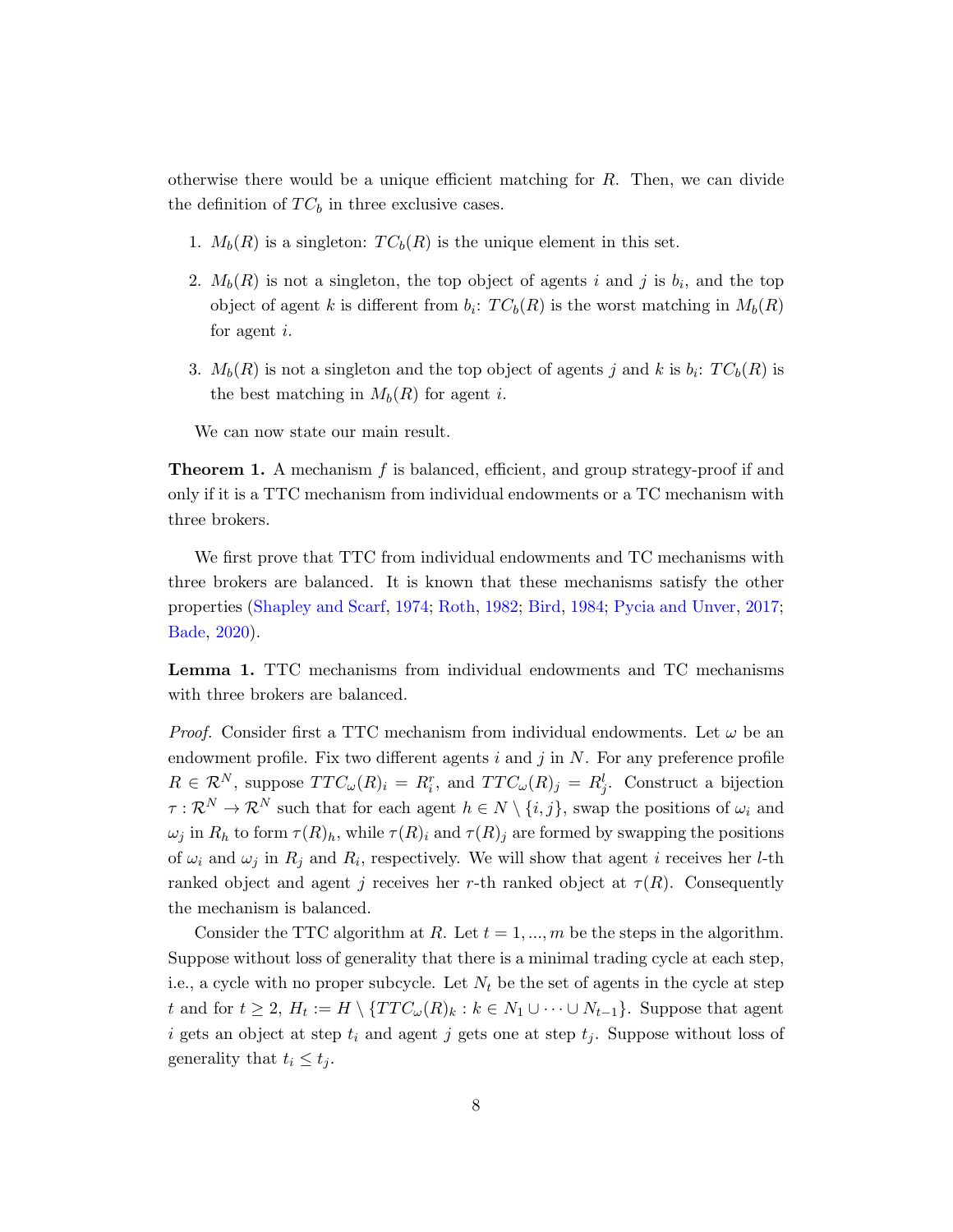otherwise there would be a unique efficient matching for $R$. Then, we can divide the definition of $TC_b$ in three exclusive cases.

1. $M_b(R)$ is a singleton: $TC_b(R)$ is the unique element in this set.
2. $M_b(R)$ is not a singleton, the top object of agents $i$ and $j$ is $b_i$, and the top object of agent $k$ is different from $b_i$: $TC_b(R)$ is the worst matching in $M_b(R)$ for agent $i$.
3. $M_b(R)$ is not a singleton and the top object of agents $j$ and $k$ is $b_i$: $TC_b(R)$ is the best matching in $M_b(R)$ for agent $i$.

We can now state our main result.

**Theorem 1.** A mechanism $f$ is balanced, efficient, and group strategy-proof if and only if it is a TTC mechanism from individual endowments or a TC mechanism with three brokers.

We first prove that TTC from individual endowments and TC mechanisms with three brokers are balanced. It is known that these mechanisms satisfy the other properties (Shapley and Scarf, 1974; Roth, 1982; Bird, 1984; Pycia and Unver, 2017; Bade, 2020).

**Lemma 1.** TTC mechanisms from individual endowments and TC mechanisms with three brokers are balanced.

*Proof.* Consider first a TTC mechanism from individual endowments. Let $\omega$ be an endowment profile. Fix two different agents $i$ and $j$ in $N$. For any preference profile $R \in \mathcal{R}^N$, suppose $TTC_\omega(R)_i = R_i^r$, and $TTC_\omega(R)_j = R_j^l$. Construct a bijection $\tau : \mathcal{R}^N \to \mathcal{R}^N$ such that for each agent $h \in N \setminus \{i, j\}$, swap the positions of $\omega_i$ and $\omega_j$ in $R_h$ to form $\tau(R)_h$, while $\tau(R)_i$ and $\tau(R)_j$ are formed by swapping the positions of $\omega_i$ and $\omega_j$ in $R_j$ and $R_i$, respectively. We will show that agent $i$ receives her $l$-th ranked object and agent $j$ receives her $r$-th ranked object at $\tau(R)$. Consequently the mechanism is balanced.

Consider the TTC algorithm at $R$. Let $t = 1, ..., m$ be the steps in the algorithm. Suppose without loss of generality that there is a minimal trading cycle at each step, i.e., a cycle with no proper subcycle. Let $N_t$ be the set of agents in the cycle at step $t$ and for $t \geq 2$, $H_t := H \setminus \{TTC_\omega(R)_k : k \in N_1 \cup \cdots \cup N_{t-1}\}$. Suppose that agent $i$ gets an object at step $t_i$ and agent $j$ gets one at step $t_j$. Suppose without loss of generality that $t_i \leq t_j$.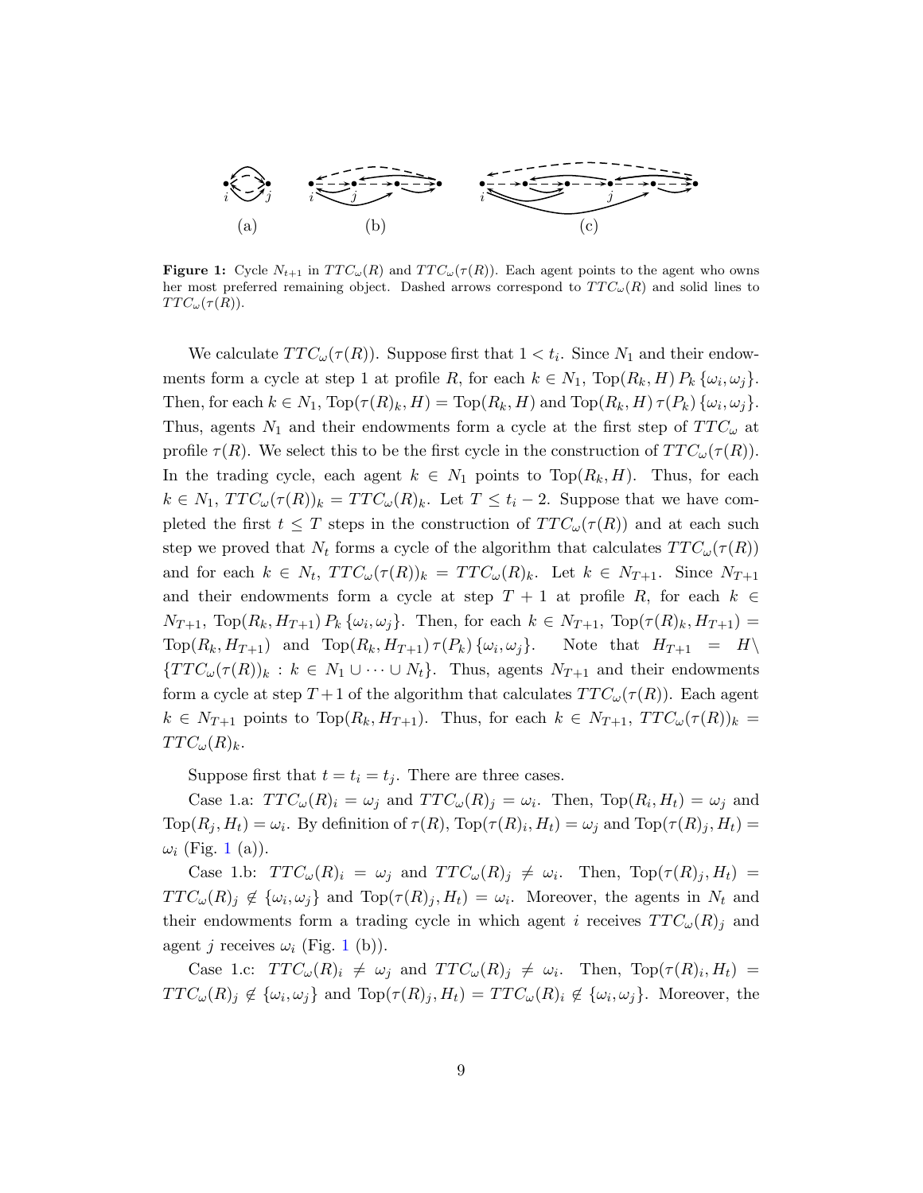**Figure 1:** Cycle $N_{t+1}$ in $TTC_\omega(R)$ and $TTC_\omega(\tau(R))$. Each agent points to the agent who owns her most preferred remaining object. Dashed arrows correspond to $TTC_\omega(R)$ and solid lines to $TTC_\omega(\tau(R))$.

We calculate $TTC_\omega(\tau(R))$. Suppose first that $1 < t_i$. Since $N_1$ and their endowments form a cycle at step 1 at profile $R$, for each $k \in N_1$, $\text{Top}(R_k, H)\, P_k \,\{\omega_i, \omega_j\}$. Then, for each $k \in N_1$, $\text{Top}(\tau(R)_k, H) = \text{Top}(R_k, H)$ and $\text{Top}(R_k, H)\, \tau(P_k)\, \{\omega_i, \omega_j\}$. Thus, agents $N_1$ and their endowments form a cycle at the first step of $TTC_\omega$ at profile $\tau(R)$. We select this to be the first cycle in the construction of $TTC_\omega(\tau(R))$. In the trading cycle, each agent $k \in N_1$ points to $\text{Top}(R_k, H)$. Thus, for each $k \in N_1$, $TTC_\omega(\tau(R))_k = TTC_\omega(R)_k$. Let $T \leq t_i - 2$. Suppose that we have completed the first $t \leq T$ steps in the construction of $TTC_\omega(\tau(R))$ and at each such step we proved that $N_t$ forms a cycle of the algorithm that calculates $TTC_\omega(\tau(R))$ and for each $k \in N_t$, $TTC_\omega(\tau(R))_k = TTC_\omega(R)_k$. Let $k \in N_{T+1}$. Since $N_{T+1}$ and their endowments form a cycle at step $T+1$ at profile $R$, for each $k \in N_{T+1}$, $\text{Top}(R_k, H_{T+1})\, P_k\, \{\omega_i, \omega_j\}$. Then, for each $k \in N_{T+1}$, $\text{Top}(\tau(R)_k, H_{T+1}) = \text{Top}(R_k, H_{T+1})$ and $\text{Top}(R_k, H_{T+1})\, \tau(P_k)\, \{\omega_i, \omega_j\}$. Note that $H_{T+1} = H \setminus \{TTC_\omega(\tau(R))_k : k \in N_1 \cup \cdots \cup N_t\}$. Thus, agents $N_{T+1}$ and their endowments form a cycle at step $T+1$ of the algorithm that calculates $TTC_\omega(\tau(R))$. Each agent $k \in N_{T+1}$ points to $\text{Top}(R_k, H_{T+1})$. Thus, for each $k \in N_{T+1}$, $TTC_\omega(\tau(R))_k = TTC_\omega(R)_k$.

Suppose first that $t = t_i = t_j$. There are three cases.

Case 1.a: $TTC_\omega(R)_i = \omega_j$ and $TTC_\omega(R)_j = \omega_i$. Then, $\text{Top}(R_i, H_t) = \omega_j$ and $\text{Top}(R_j, H_t) = \omega_i$. By definition of $\tau(R)$, $\text{Top}(\tau(R)_i, H_t) = \omega_j$ and $\text{Top}(\tau(R)_j, H_t) = \omega_i$ (Fig. 1 (a)).

Case 1.b: $TTC_\omega(R)_i = \omega_j$ and $TTC_\omega(R)_j \neq \omega_i$. Then, $\text{Top}(\tau(R)_j, H_t) = TTC_\omega(R)_j \notin \{\omega_i, \omega_j\}$ and $\text{Top}(\tau(R)_j, H_t) = \omega_i$. Moreover, the agents in $N_t$ and their endowments form a trading cycle in which agent $i$ receives $TTC_\omega(R)_j$ and agent $j$ receives $\omega_i$ (Fig. 1 (b)).

Case 1.c: $TTC_\omega(R)_i \neq \omega_j$ and $TTC_\omega(R)_j \neq \omega_i$. Then, $\text{Top}(\tau(R)_i, H_t) = TTC_\omega(R)_j \notin \{\omega_i, \omega_j\}$ and $\text{Top}(\tau(R)_j, H_t) = TTC_\omega(R)_i \notin \{\omega_i, \omega_j\}$. Moreover, the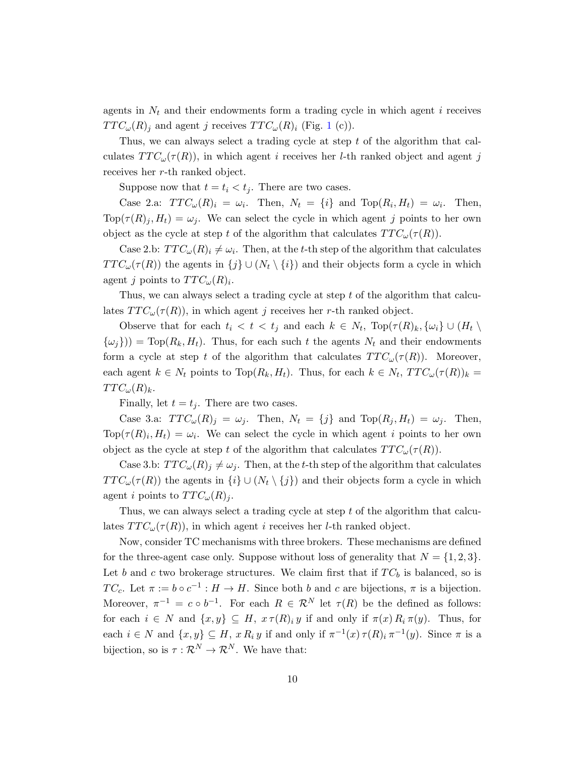agents in $N_t$ and their endowments form a trading cycle in which agent $i$ receives $TTC_\omega(R)_j$ and agent $j$ receives $TTC_\omega(R)_i$ (Fig. 1 (c)).

Thus, we can always select a trading cycle at step $t$ of the algorithm that calculates $TTC_\omega(\tau(R))$, in which agent $i$ receives her $l$-th ranked object and agent $j$ receives her $r$-th ranked object.

Suppose now that $t = t_i < t_j$. There are two cases.

Case 2.a: $TTC_\omega(R)_i = \omega_i$. Then, $N_t = \{i\}$ and $\text{Top}(R_i, H_t) = \omega_i$. Then, $\text{Top}(\tau(R)_j, H_t) = \omega_j$. We can select the cycle in which agent $j$ points to her own object as the cycle at step $t$ of the algorithm that calculates $TTC_\omega(\tau(R))$.

Case 2.b: $TTC_\omega(R)_i \neq \omega_i$. Then, at the $t$-th step of the algorithm that calculates $TTC_\omega(\tau(R))$ the agents in $\{j\} \cup (N_t \setminus \{i\})$ and their objects form a cycle in which agent $j$ points to $TTC_\omega(R)_i$.

Thus, we can always select a trading cycle at step $t$ of the algorithm that calculates $TTC_\omega(\tau(R))$, in which agent $j$ receives her $r$-th ranked object.

Observe that for each $t_i < t < t_j$ and each $k \in N_t$, $\text{Top}(\tau(R)_k, \{\omega_i\} \cup (H_t \setminus \{\omega_j\})) = \text{Top}(R_k, H_t)$. Thus, for each such $t$ the agents $N_t$ and their endowments form a cycle at step $t$ of the algorithm that calculates $TTC_\omega(\tau(R))$. Moreover, each agent $k \in N_t$ points to $\text{Top}(R_k, H_t)$. Thus, for each $k \in N_t$, $TTC_\omega(\tau(R))_k = TTC_\omega(R)_k$.

Finally, let $t = t_j$. There are two cases.

Case 3.a: $TTC_\omega(R)_j = \omega_j$. Then, $N_t = \{j\}$ and $\text{Top}(R_j, H_t) = \omega_j$. Then, $\text{Top}(\tau(R)_i, H_t) = \omega_i$. We can select the cycle in which agent $i$ points to her own object as the cycle at step $t$ of the algorithm that calculates $TTC_\omega(\tau(R))$.

Case 3.b: $TTC_\omega(R)_j \neq \omega_j$. Then, at the $t$-th step of the algorithm that calculates $TTC_\omega(\tau(R))$ the agents in $\{i\} \cup (N_t \setminus \{j\})$ and their objects form a cycle in which agent $i$ points to $TTC_\omega(R)_j$.

Thus, we can always select a trading cycle at step $t$ of the algorithm that calculates $TTC_\omega(\tau(R))$, in which agent $i$ receives her $l$-th ranked object.

Now, consider TC mechanisms with three brokers. These mechanisms are defined for the three-agent case only. Suppose without loss of generality that $N = \{1, 2, 3\}$. Let $b$ and $c$ two brokerage structures. We claim first that if $TC_b$ is balanced, so is $TC_c$. Let $\pi := b \circ c^{-1} : H \to H$. Since both $b$ and $c$ are bijections, $\pi$ is a bijection. Moreover, $\pi^{-1} = c \circ b^{-1}$. For each $R \in \mathcal{R}^N$ let $\tau(R)$ be the defined as follows: for each $i \in N$ and $\{x, y\} \subseteq H$, $x \,\tau(R)_i\, y$ if and only if $\pi(x) \,R_i\, \pi(y)$. Thus, for each $i \in N$ and $\{x, y\} \subseteq H$, $x \,R_i\, y$ if and only if $\pi^{-1}(x) \,\tau(R)_i\, \pi^{-1}(y)$. Since $\pi$ is a bijection, so is $\tau : \mathcal{R}^N \to \mathcal{R}^N$. We have that: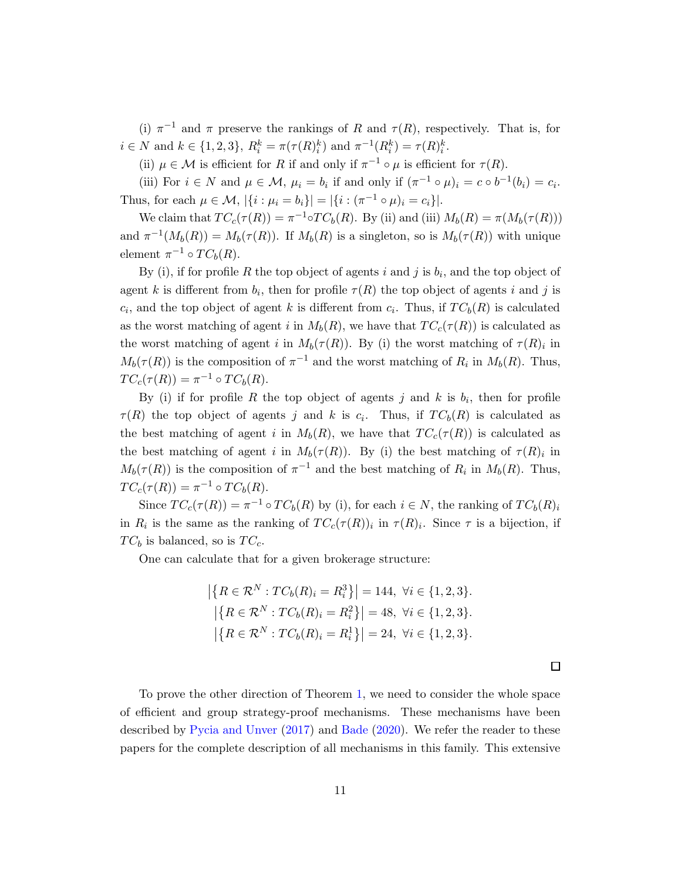(i) $\pi^{-1}$ and $\pi$ preserve the rankings of $R$ and $\tau(R)$, respectively. That is, for $i \in N$ and $k \in \{1,2,3\}$, $R_i^k = \pi(\tau(R)_i^k)$ and $\pi^{-1}(R_i^k) = \tau(R)_i^k$.

(ii) $\mu \in \mathcal{M}$ is efficient for $R$ if and only if $\pi^{-1} \circ \mu$ is efficient for $\tau(R)$.

(iii) For $i \in N$ and $\mu \in \mathcal{M}$, $\mu_i = b_i$ if and only if $(\pi^{-1} \circ \mu)_i = c \circ b^{-1}(b_i) = c_i$. Thus, for each $\mu \in \mathcal{M}$, $|\{i : \mu_i = b_i\}| = |\{i : (\pi^{-1} \circ \mu)_i = c_i\}|$.

We claim that $TC_c(\tau(R)) = \pi^{-1} \circ TC_b(R)$. By (ii) and (iii) $M_b(R) = \pi(M_b(\tau(R)))$ and $\pi^{-1}(M_b(R)) = M_b(\tau(R))$. If $M_b(R)$ is a singleton, so is $M_b(\tau(R))$ with unique element $\pi^{-1} \circ TC_b(R)$.

By (i), if for profile $R$ the top object of agents $i$ and $j$ is $b_i$, and the top object of agent $k$ is different from $b_i$, then for profile $\tau(R)$ the top object of agents $i$ and $j$ is $c_i$, and the top object of agent $k$ is different from $c_i$. Thus, if $TC_b(R)$ is calculated as the worst matching of agent $i$ in $M_b(R)$, we have that $TC_c(\tau(R))$ is calculated as the worst matching of agent $i$ in $M_b(\tau(R))$. By (i) the worst matching of $\tau(R)_i$ in $M_b(\tau(R))$ is the composition of $\pi^{-1}$ and the worst matching of $R_i$ in $M_b(R)$. Thus, $TC_c(\tau(R)) = \pi^{-1} \circ TC_b(R)$.

By (i) if for profile $R$ the top object of agents $j$ and $k$ is $b_i$, then for profile $\tau(R)$ the top object of agents $j$ and $k$ is $c_i$. Thus, if $TC_b(R)$ is calculated as the best matching of agent $i$ in $M_b(R)$, we have that $TC_c(\tau(R))$ is calculated as the best matching of agent $i$ in $M_b(\tau(R))$. By (i) the best matching of $\tau(R)_i$ in $M_b(\tau(R))$ is the composition of $\pi^{-1}$ and the best matching of $R_i$ in $M_b(R)$. Thus, $TC_c(\tau(R)) = \pi^{-1} \circ TC_b(R)$.

Since $TC_c(\tau(R)) = \pi^{-1} \circ TC_b(R)$ by (i), for each $i \in N$, the ranking of $TC_b(R)_i$ in $R_i$ is the same as the ranking of $TC_c(\tau(R))_i$ in $\tau(R)_i$. Since $\tau$ is a bijection, if $TC_b$ is balanced, so is $TC_c$.

One can calculate that for a given brokerage structure:

$$\left|\left\{R \in \mathcal{R}^N : TC_b(R)_i = R_i^3\right\}\right| = 144, \ \forall i \in \{1,2,3\}.$$
$$\left|\left\{R \in \mathcal{R}^N : TC_b(R)_i = R_i^2\right\}\right| = 48, \ \forall i \in \{1,2,3\}.$$
$$\left|\left\{R \in \mathcal{R}^N : TC_b(R)_i = R_i^1\right\}\right| = 24, \ \forall i \in \{1,2,3\}.$$

□

To prove the other direction of Theorem 1, we need to consider the whole space of efficient and group strategy-proof mechanisms. These mechanisms have been described by Pycia and Unver (2017) and Bade (2020). We refer the reader to these papers for the complete description of all mechanisms in this family. This extensive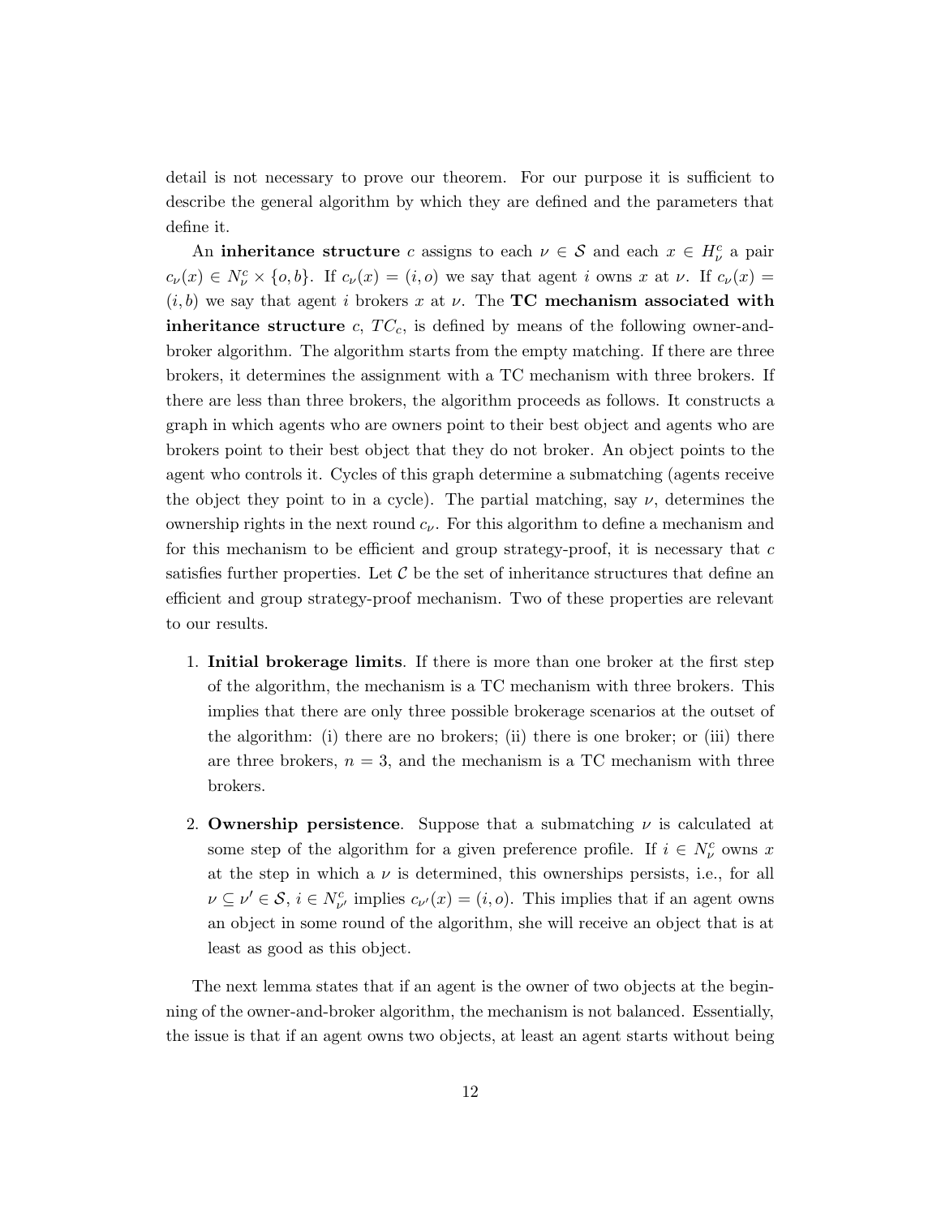detail is not necessary to prove our theorem. For our purpose it is sufficient to describe the general algorithm by which they are defined and the parameters that define it.

An **inheritance structure** $c$ assigns to each $\nu \in \mathcal{S}$ and each $x \in H^c_\nu$ a pair $c_\nu(x) \in N^c_\nu \times \{o, b\}$. If $c_\nu(x) = (i, o)$ we say that agent $i$ owns $x$ at $\nu$. If $c_\nu(x) = (i, b)$ we say that agent $i$ brokers $x$ at $\nu$. The **TC mechanism associated with inheritance structure** $c$, $TC_c$, is defined by means of the following owner-and-broker algorithm. The algorithm starts from the empty matching. If there are three brokers, it determines the assignment with a TC mechanism with three brokers. If there are less than three brokers, the algorithm proceeds as follows. It constructs a graph in which agents who are owners point to their best object and agents who are brokers point to their best object that they do not broker. An object points to the agent who controls it. Cycles of this graph determine a submatching (agents receive the object they point to in a cycle). The partial matching, say $\nu$, determines the ownership rights in the next round $c_\nu$. For this algorithm to define a mechanism and for this mechanism to be efficient and group strategy-proof, it is necessary that $c$ satisfies further properties. Let $\mathcal{C}$ be the set of inheritance structures that define an efficient and group strategy-proof mechanism. Two of these properties are relevant to our results.

1. **Initial brokerage limits**. If there is more than one broker at the first step of the algorithm, the mechanism is a TC mechanism with three brokers. This implies that there are only three possible brokerage scenarios at the outset of the algorithm: (i) there are no brokers; (ii) there is one broker; or (iii) there are three brokers, $n = 3$, and the mechanism is a TC mechanism with three brokers.

2. **Ownership persistence**. Suppose that a submatching $\nu$ is calculated at some step of the algorithm for a given preference profile. If $i \in N^c_\nu$ owns $x$ at the step in which a $\nu$ is determined, this ownerships persists, i.e., for all $\nu \subseteq \nu' \in \mathcal{S}$, $i \in N^c_{\nu'}$ implies $c_{\nu'}(x) = (i, o)$. This implies that if an agent owns an object in some round of the algorithm, she will receive an object that is at least as good as this object.

The next lemma states that if an agent is the owner of two objects at the beginning of the owner-and-broker algorithm, the mechanism is not balanced. Essentially, the issue is that if an agent owns two objects, at least an agent starts without being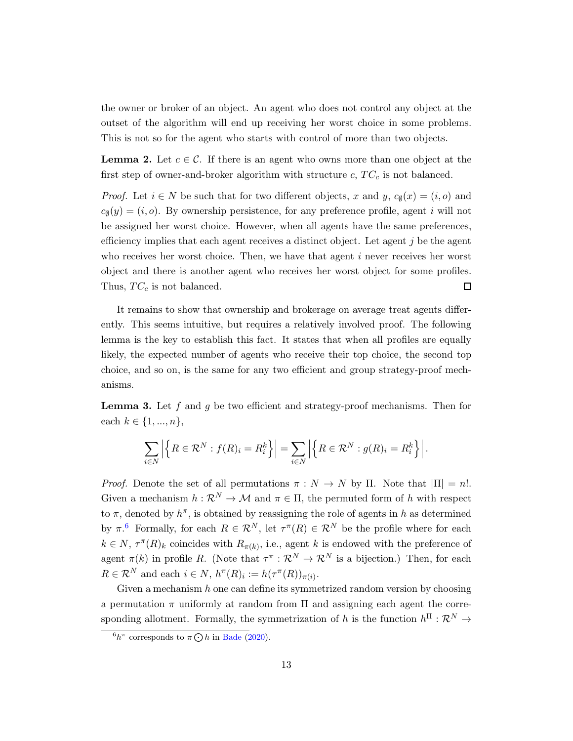the owner or broker of an object. An agent who does not control any object at the outset of the algorithm will end up receiving her worst choice in some problems. This is not so for the agent who starts with control of more than two objects.

**Lemma 2.** Let $c \in \mathcal{C}$. If there is an agent who owns more than one object at the first step of owner-and-broker algorithm with structure $c$, $TC_c$ is not balanced.

*Proof.* Let $i \in N$ be such that for two different objects, $x$ and $y$, $c_{\emptyset}(x) = (i, o)$ and $c_{\emptyset}(y) = (i, o)$. By ownership persistence, for any preference profile, agent $i$ will not be assigned her worst choice. However, when all agents have the same preferences, efficiency implies that each agent receives a distinct object. Let agent $j$ be the agent who receives her worst choice. Then, we have that agent $i$ never receives her worst object and there is another agent who receives her worst object for some profiles. Thus, $TC_c$ is not balanced. ◻

It remains to show that ownership and brokerage on average treat agents differently. This seems intuitive, but requires a relatively involved proof. The following lemma is the key to establish this fact. It states that when all profiles are equally likely, the expected number of agents who receive their top choice, the second top choice, and so on, is the same for any two efficient and group strategy-proof mechanisms.

**Lemma 3.** Let $f$ and $g$ be two efficient and strategy-proof mechanisms. Then for each $k \in \{1, ..., n\}$,

$$\sum_{i \in N} \left| \left\{ R \in \mathcal{R}^N : f(R)_i = R_i^k \right\} \right| = \sum_{i \in N} \left| \left\{ R \in \mathcal{R}^N : g(R)_i = R_i^k \right\} \right|.$$

*Proof.* Denote the set of all permutations $\pi : N \to N$ by $\Pi$. Note that $|\Pi| = n!$. Given a mechanism $h : \mathcal{R}^N \to \mathcal{M}$ and $\pi \in \Pi$, the permuted form of $h$ with respect to $\pi$, denoted by $h^\pi$, is obtained by reassigning the role of agents in $h$ as determined by $\pi$.[6] Formally, for each $R \in \mathcal{R}^N$, let $\tau^\pi(R) \in \mathcal{R}^N$ be the profile where for each $k \in N$, $\tau^\pi(R)_k$ coincides with $R_{\pi(k)}$, i.e., agent $k$ is endowed with the preference of agent $\pi(k)$ in profile $R$. (Note that $\tau^\pi : \mathcal{R}^N \to \mathcal{R}^N$ is a bijection.) Then, for each $R \in \mathcal{R}^N$ and each $i \in N$, $h^\pi(R)_i := h(\tau^\pi(R))_{\pi(i)}$.

Given a mechanism $h$ one can define its symmetrized random version by choosing a permutation $\pi$ uniformly at random from $\Pi$ and assigning each agent the corresponding allotment. Formally, the symmetrization of $h$ is the function $h^\Pi : \mathcal{R}^N \to$

[6] $h^\pi$ corresponds to $\pi \odot h$ in Bade (2020).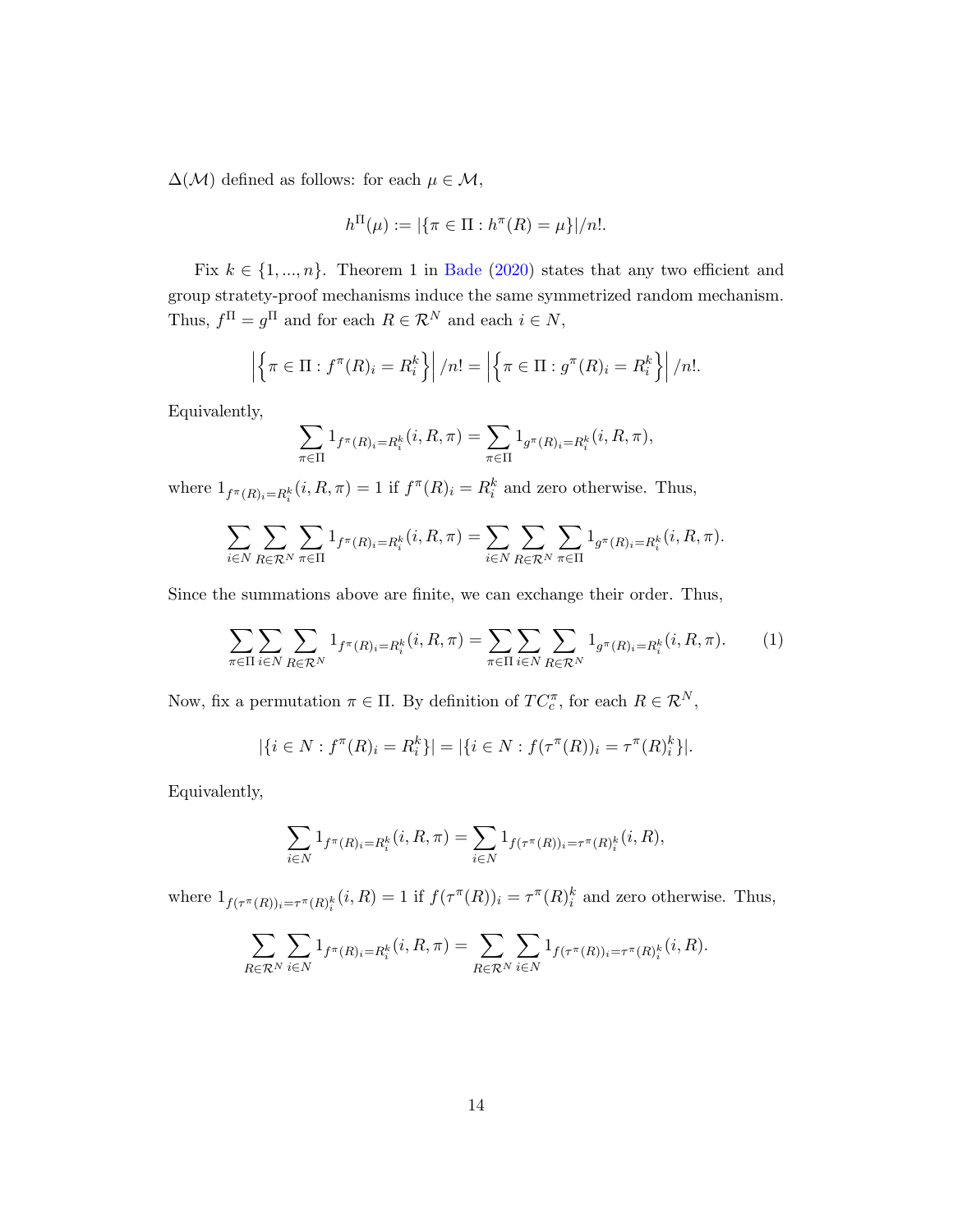$\Delta(\mathcal{M})$ defined as follows: for each $\mu \in \mathcal{M}$,

$$h^{\Pi}(\mu) := |\{\pi \in \Pi : h^{\pi}(R) = \mu\}|/n!.$$

Fix $k \in \{1, ..., n\}$. Theorem 1 in Bade (2020) states that any two efficient and group statety-proof mechanisms induce the same symmetrized random mechanism. Thus, $f^{\Pi} = g^{\Pi}$ and for each $R \in \mathcal{R}^N$ and each $i \in N$,

$$\left|\left\{\pi \in \Pi : f^{\pi}(R)_i = R_i^k\right\}\right| /n! = \left|\left\{\pi \in \Pi : g^{\pi}(R)_i = R_i^k\right\}\right| /n!.$$

Equivalently,

$$\sum_{\pi \in \Pi} 1_{f^{\pi}(R)_i = R_i^k}(i, R, \pi) = \sum_{\pi \in \Pi} 1_{g^{\pi}(R)_i = R_i^k}(i, R, \pi),$$

where $1_{f^{\pi}(R)_i = R_i^k}(i, R, \pi) = 1$ if $f^{\pi}(R)_i = R_i^k$ and zero otherwise. Thus,

$$\sum_{i \in N} \sum_{R \in \mathcal{R}^N} \sum_{\pi \in \Pi} 1_{f^{\pi}(R)_i = R_i^k}(i, R, \pi) = \sum_{i \in N} \sum_{R \in \mathcal{R}^N} \sum_{\pi \in \Pi} 1_{g^{\pi}(R)_i = R_i^k}(i, R, \pi).$$

Since the summations above are finite, we can exchange their order. Thus,

$$\sum_{\pi \in \Pi} \sum_{i \in N} \sum_{R \in \mathcal{R}^N} 1_{f^{\pi}(R)_i = R_i^k}(i, R, \pi) = \sum_{\pi \in \Pi} \sum_{i \in N} \sum_{R \in \mathcal{R}^N} 1_{g^{\pi}(R)_i = R_i^k}(i, R, \pi). \tag{1}$$

Now, fix a permutation $\pi \in \Pi$. By definition of $TC_c^{\pi}$, for each $R \in \mathcal{R}^N$,

$$|\{i \in N : f^{\pi}(R)_i = R_i^k\}| = |\{i \in N : f(\tau^{\pi}(R))_i = \tau^{\pi}(R)_i^k\}|.$$

Equivalently,

$$\sum_{i \in N} 1_{f^{\pi}(R)_i = R_i^k}(i, R, \pi) = \sum_{i \in N} 1_{f(\tau^{\pi}(R))_i = \tau^{\pi}(R)_i^k}(i, R),$$

where $1_{f(\tau^{\pi}(R))_i = \tau^{\pi}(R)_i^k}(i, R) = 1$ if $f(\tau^{\pi}(R))_i = \tau^{\pi}(R)_i^k$ and zero otherwise. Thus,

$$\sum_{R \in \mathcal{R}^N} \sum_{i \in N} 1_{f^{\pi}(R)_i = R_i^k}(i, R, \pi) = \sum_{R \in \mathcal{R}^N} \sum_{i \in N} 1_{f(\tau^{\pi}(R))_i = \tau^{\pi}(R)_i^k}(i, R).$$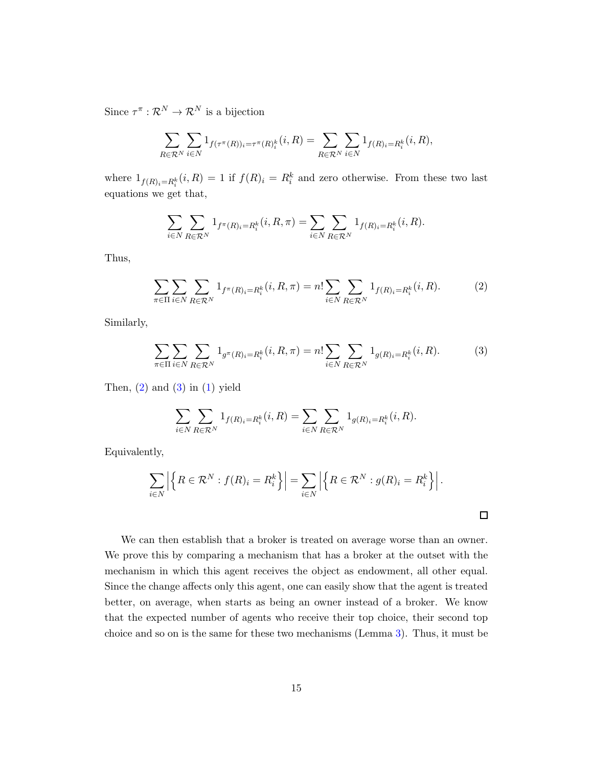Since $\tau^\pi : \mathcal{R}^N \to \mathcal{R}^N$ is a bijection

$$\sum_{R\in\mathcal{R}^N} \sum_{i\in N} 1_{f(\tau^\pi(R))_i=\tau^\pi(R)_i^k}(i,R) = \sum_{R\in\mathcal{R}^N} \sum_{i\in N} 1_{f(R)_i=R_i^k}(i,R),$$

where $1_{f(R)_i=R_i^k}(i,R) = 1$ if $f(R)_i = R_i^k$ and zero otherwise. From these two last equations we get that,

$$\sum_{i\in N} \sum_{R\in\mathcal{R}^N} 1_{f^\pi(R)_i=R_i^k}(i,R,\pi) = \sum_{i\in N} \sum_{R\in\mathcal{R}^N} 1_{f(R)_i=R_i^k}(i,R).$$

Thus,

$$\sum_{\pi\in\Pi} \sum_{i\in N} \sum_{R\in\mathcal{R}^N} 1_{f^\pi(R)_i=R_i^k}(i,R,\pi) = n! \sum_{i\in N} \sum_{R\in\mathcal{R}^N} 1_{f(R)_i=R_i^k}(i,R). \tag{2}$$

Similarly,

$$\sum_{\pi\in\Pi} \sum_{i\in N} \sum_{R\in\mathcal{R}^N} 1_{g^\pi(R)_i=R_i^k}(i,R,\pi) = n! \sum_{i\in N} \sum_{R\in\mathcal{R}^N} 1_{g(R)_i=R_i^k}(i,R). \tag{3}$$

Then, (2) and (3) in (1) yield

$$\sum_{i\in N} \sum_{R\in\mathcal{R}^N} 1_{f(R)_i=R_i^k}(i,R) = \sum_{i\in N} \sum_{R\in\mathcal{R}^N} 1_{g(R)_i=R_i^k}(i,R).$$

Equivalently,

$$\sum_{i\in N} \left| \left\{ R \in \mathcal{R}^N : f(R)_i = R_i^k \right\} \right| = \sum_{i\in N} \left| \left\{ R \in \mathcal{R}^N : g(R)_i = R_i^k \right\} \right|.$$

□

We can then establish that a broker is treated on average worse than an owner. We prove this by comparing a mechanism that has a broker at the outset with the mechanism in which this agent receives the object as endowment, all other equal. Since the change affects only this agent, one can easily show that the agent is treated better, on average, when starts as being an owner instead of a broker. We know that the expected number of agents who receive their top choice, their second top choice and so on is the same for these two mechanisms (Lemma 3). Thus, it must be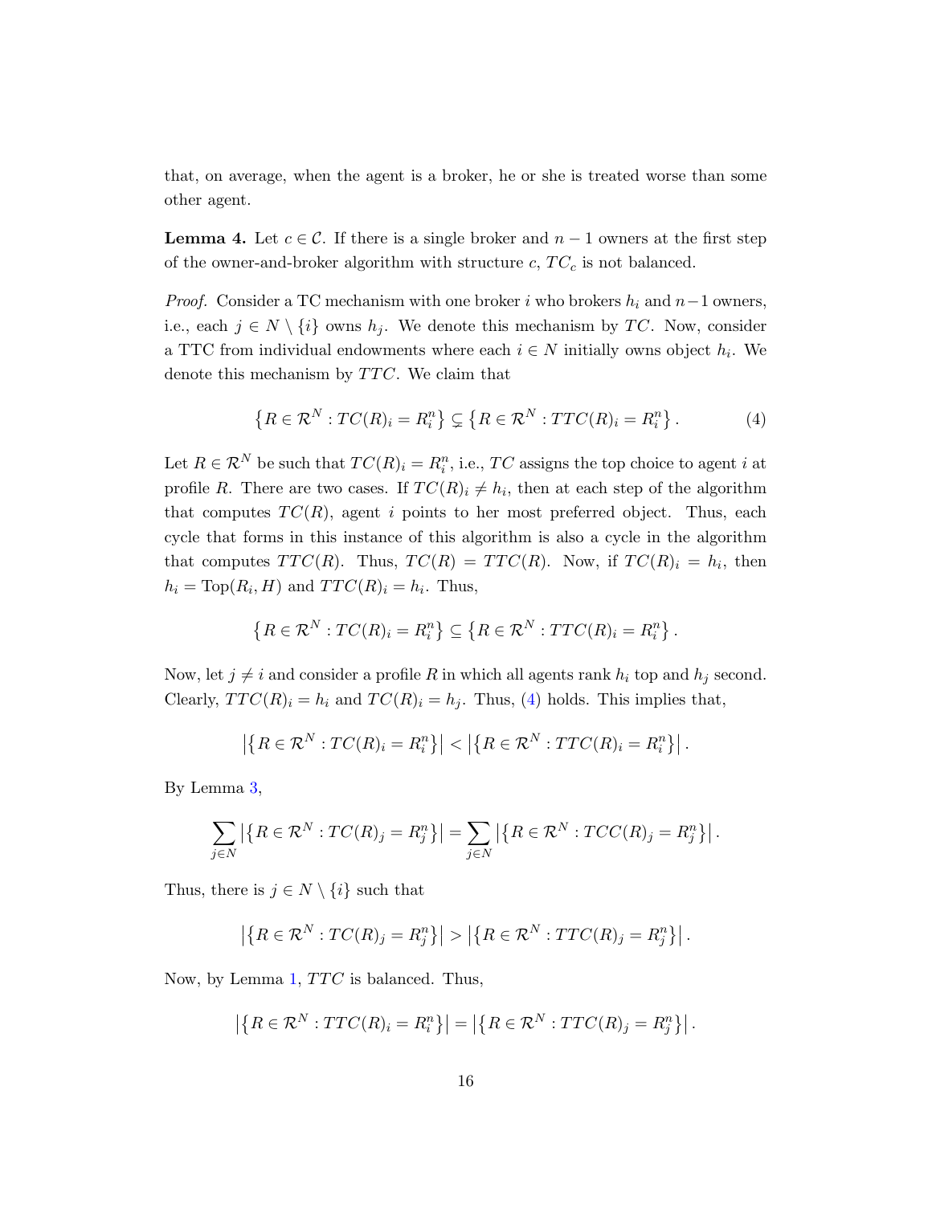that, on average, when the agent is a broker, he or she is treated worse than some other agent.

**Lemma 4.** Let $c \in \mathcal{C}$. If there is a single broker and $n-1$ owners at the first step of the owner-and-broker algorithm with structure $c$, $TC_c$ is not balanced.

*Proof.* Consider a TC mechanism with one broker $i$ who brokers $h_i$ and $n-1$ owners, i.e., each $j \in N \setminus \{i\}$ owns $h_j$. We denote this mechanism by $TC$. Now, consider a TTC from individual endowments where each $i \in N$ initially owns object $h_i$. We denote this mechanism by $TTC$. We claim that

$$\left\{R \in \mathcal{R}^N : TC(R)_i = R_i^n\right\} \subsetneq \left\{R \in \mathcal{R}^N : TTC(R)_i = R_i^n\right\}. \tag{4}$$

Let $R \in \mathcal{R}^N$ be such that $TC(R)_i = R_i^n$, i.e., $TC$ assigns the top choice to agent $i$ at profile $R$. There are two cases. If $TC(R)_i \neq h_i$, then at each step of the algorithm that computes $TC(R)$, agent $i$ points to her most preferred object. Thus, each cycle that forms in this instance of this algorithm is also a cycle in the algorithm that computes $TTC(R)$. Thus, $TC(R) = TTC(R)$. Now, if $TC(R)_i = h_i$, then $h_i = \text{Top}(R_i, H)$ and $TTC(R)_i = h_i$. Thus,

$$\left\{R \in \mathcal{R}^N : TC(R)_i = R_i^n\right\} \subseteq \left\{R \in \mathcal{R}^N : TTC(R)_i = R_i^n\right\}.$$

Now, let $j \neq i$ and consider a profile $R$ in which all agents rank $h_i$ top and $h_j$ second. Clearly, $TTC(R)_i = h_i$ and $TC(R)_i = h_j$. Thus, (4) holds. This implies that,

$$\left|\left\{R \in \mathcal{R}^N : TC(R)_i = R_i^n\right\}\right| < \left|\left\{R \in \mathcal{R}^N : TTC(R)_i = R_i^n\right\}\right|.$$

By Lemma 3,

$$\sum_{j \in N} \left|\left\{R \in \mathcal{R}^N : TC(R)_j = R_j^n\right\}\right| = \sum_{j \in N} \left|\left\{R \in \mathcal{R}^N : TCC(R)_j = R_j^n\right\}\right|.$$

Thus, there is $j \in N \setminus \{i\}$ such that

$$\left|\left\{R \in \mathcal{R}^N : TC(R)_j = R_j^n\right\}\right| > \left|\left\{R \in \mathcal{R}^N : TTC(R)_j = R_j^n\right\}\right|.$$

Now, by Lemma 1, $TTC$ is balanced. Thus,

$$\left|\left\{R \in \mathcal{R}^N : TTC(R)_i = R_i^n\right\}\right| = \left|\left\{R \in \mathcal{R}^N : TTC(R)_j = R_j^n\right\}\right|.$$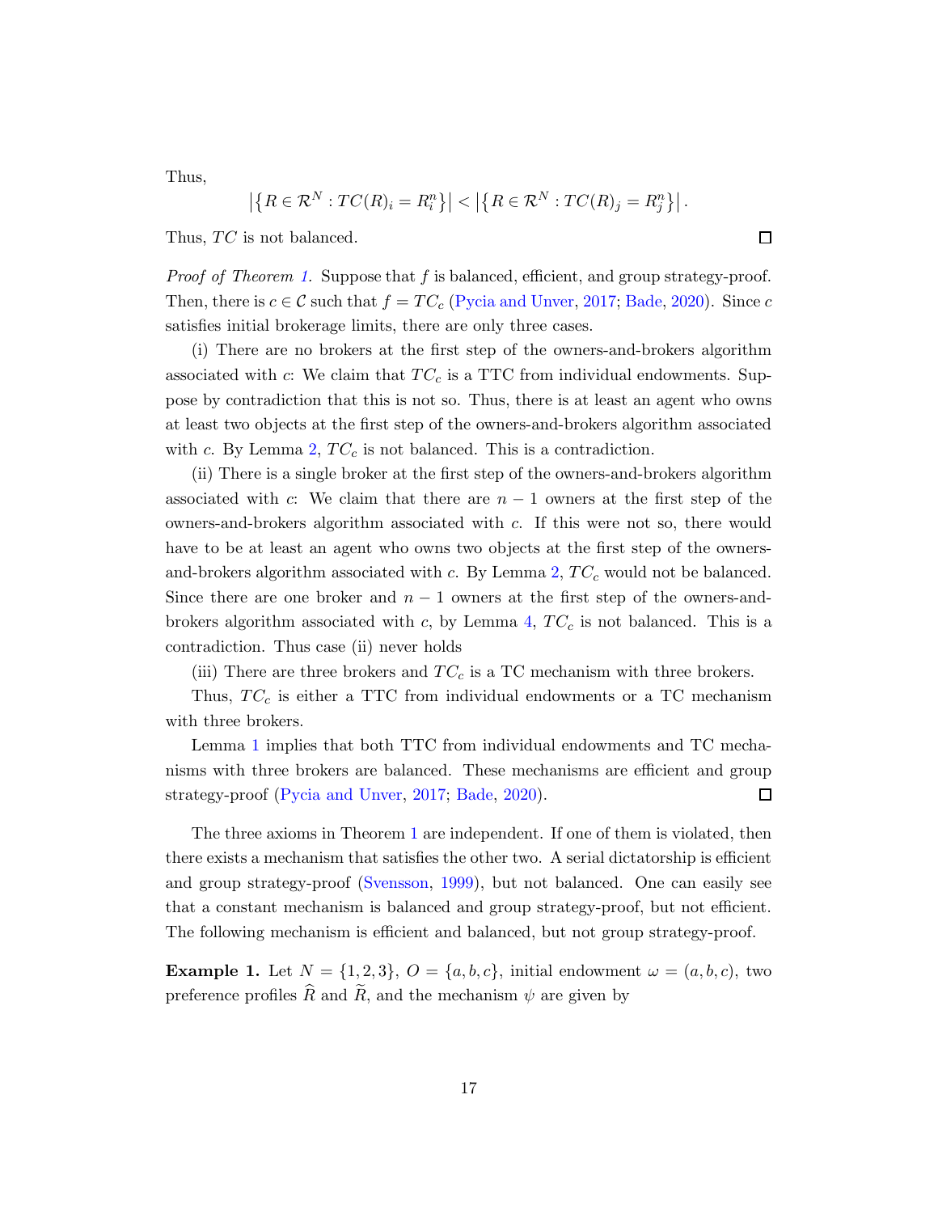Thus,

$$\left|\left\{R \in \mathcal{R}^N : TC(R)_i = R_i^n\right\}\right| < \left|\left\{R \in \mathcal{R}^N : TC(R)_j = R_j^n\right\}\right|.$$

Thus, $TC$ is not balanced. □

*Proof of Theorem 1.* Suppose that $f$ is balanced, efficient, and group strategy-proof. Then, there is $c \in \mathcal{C}$ such that $f = TC_c$ (Pycia and Unver, 2017; Bade, 2020). Since $c$ satisfies initial brokerage limits, there are only three cases.

(i) There are no brokers at the first step of the owners-and-brokers algorithm associated with $c$: We claim that $TC_c$ is a TTC from individual endowments. Suppose by contradiction that this is not so. Thus, there is at least an agent who owns at least two objects at the first step of the owners-and-brokers algorithm associated with $c$. By Lemma 2, $TC_c$ is not balanced. This is a contradiction.

(ii) There is a single broker at the first step of the owners-and-brokers algorithm associated with $c$: We claim that there are $n-1$ owners at the first step of the owners-and-brokers algorithm associated with $c$. If this were not so, there would have to be at least an agent who owns two objects at the first step of the owners-and-brokers algorithm associated with $c$. By Lemma 2, $TC_c$ would not be balanced. Since there are one broker and $n-1$ owners at the first step of the owners-and-brokers algorithm associated with $c$, by Lemma 4, $TC_c$ is not balanced. This is a contradiction. Thus case (ii) never holds

(iii) There are three brokers and $TC_c$ is a TC mechanism with three brokers.

Thus, $TC_c$ is either a TTC from individual endowments or a TC mechanism with three brokers.

Lemma 1 implies that both TTC from individual endowments and TC mechanisms with three brokers are balanced. These mechanisms are efficient and group strategy-proof (Pycia and Unver, 2017; Bade, 2020). □

The three axioms in Theorem 1 are independent. If one of them is violated, then there exists a mechanism that satisfies the other two. A serial dictatorship is efficient and group strategy-proof (Svensson, 1999), but not balanced. One can easily see that a constant mechanism is balanced and group strategy-proof, but not efficient. The following mechanism is efficient and balanced, but not group strategy-proof.

**Example 1.** Let $N = \{1, 2, 3\}$, $O = \{a, b, c\}$, initial endowment $\omega = (a, b, c)$, two preference profiles $\widehat{R}$ and $\widetilde{R}$, and the mechanism $\psi$ are given by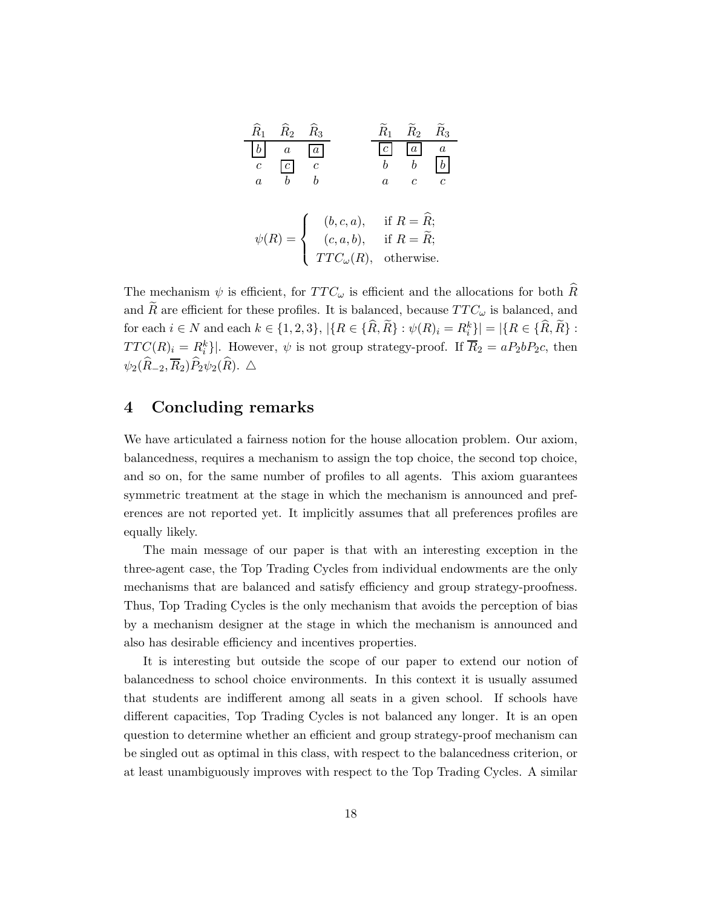| $\widehat{R}_1$ | $\widehat{R}_2$ | $\widehat{R}_3$ | | $\widetilde{R}_1$ | $\widetilde{R}_2$ | $\widetilde{R}_3$ |
|---|---|---|---|---|---|---|
| $\boxed{b}$ | $a$ | $\boxed{a}$ | | $\boxed{c}$ | $\boxed{a}$ | $a$ |
| $c$ | $\boxed{c}$ | $c$ | | $b$ | $b$ | $\boxed{b}$ |
| $a$ | $b$ | $b$ | | $a$ | $c$ | $c$ |

$$\psi(R) = \begin{cases} (b, c, a), & \text{if } R = \widehat{R}; \\ (c, a, b), & \text{if } R = \widetilde{R}; \\ TTC_\omega(R), & \text{otherwise.} \end{cases}$$

The mechanism $\psi$ is efficient, for $TTC_\omega$ is efficient and the allocations for both $\widehat{R}$ and $\widetilde{R}$ are efficient for these profiles. It is balanced, because $TTC_\omega$ is balanced, and for each $i \in N$ and each $k \in \{1, 2, 3\}$, $|\{R \in \{\widehat{R}, \widetilde{R}\} : \psi(R)_i = R_i^k\}| = |\{R \in \{\widehat{R}, \widetilde{R}\} : TTC(R)_i = R_i^k\}|$. However, $\psi$ is not group strategy-proof. If $\overline{R}_2 = aP_2bP_2c$, then $\psi_2(\widehat{R}_{-2}, \overline{R}_2)\widehat{P}_2\psi_2(\widehat{R})$. $\triangle$

## 4 Concluding remarks

We have articulated a fairness notion for the house allocation problem. Our axiom, balancedness, requires a mechanism to assign the top choice, the second top choice, and so on, for the same number of profiles to all agents. This axiom guarantees symmetric treatment at the stage in which the mechanism is announced and preferences are not reported yet. It implicitly assumes that all preferences profiles are equally likely.

The main message of our paper is that with an interesting exception in the three-agent case, the Top Trading Cycles from individual endowments are the only mechanisms that are balanced and satisfy efficiency and group strategy-proofness. Thus, Top Trading Cycles is the only mechanism that avoids the perception of bias by a mechanism designer at the stage in which the mechanism is announced and also has desirable efficiency and incentives properties.

It is interesting but outside the scope of our paper to extend our notion of balancedness to school choice environments. In this context it is usually assumed that students are indifferent among all seats in a given school. If schools have different capacities, Top Trading Cycles is not balanced any longer. It is an open question to determine whether an efficient and group strategy-proof mechanism can be singled out as optimal in this class, with respect to the balancedness criterion, or at least unambiguously improves with respect to the Top Trading Cycles. A similar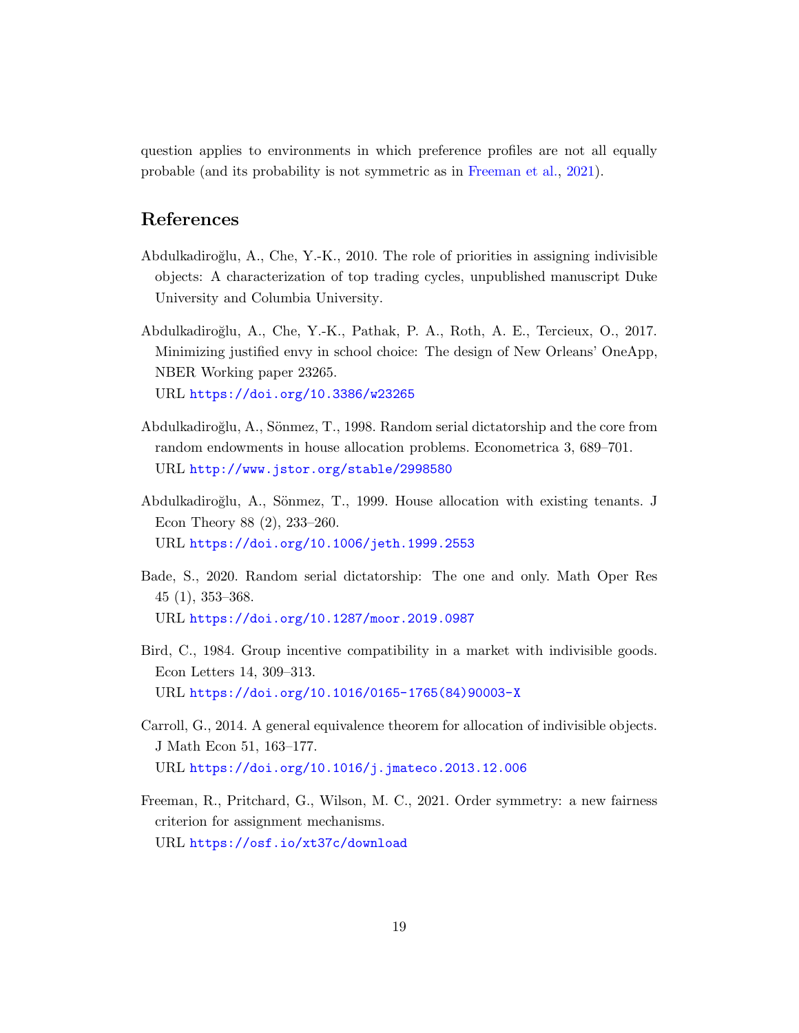question applies to environments in which preference profiles are not all equally probable (and its probability is not symmetric as in Freeman et al., 2021).

## References

Abdulkadiroğlu, A., Che, Y.-K., 2010. The role of priorities in assigning indivisible objects: A characterization of top trading cycles, unpublished manuscript Duke University and Columbia University.

Abdulkadiroğlu, A., Che, Y.-K., Pathak, P. A., Roth, A. E., Tercieux, O., 2017. Minimizing justified envy in school choice: The design of New Orleans' OneApp, NBER Working paper 23265.
URL https://doi.org/10.3386/w23265

Abdulkadiroğlu, A., Sönmez, T., 1998. Random serial dictatorship and the core from random endowments in house allocation problems. Econometrica 3, 689–701.
URL http://www.jstor.org/stable/2998580

Abdulkadiroğlu, A., Sönmez, T., 1999. House allocation with existing tenants. J Econ Theory 88 (2), 233–260.
URL https://doi.org/10.1006/jeth.1999.2553

Bade, S., 2020. Random serial dictatorship: The one and only. Math Oper Res 45 (1), 353–368.
URL https://doi.org/10.1287/moor.2019.0987

Bird, C., 1984. Group incentive compatibility in a market with indivisible goods. Econ Letters 14, 309–313.
URL https://doi.org/10.1016/0165-1765(84)90003-X

Carroll, G., 2014. A general equivalence theorem for allocation of indivisible objects. J Math Econ 51, 163–177.
URL https://doi.org/10.1016/j.jmateco.2013.12.006

Freeman, R., Pritchard, G., Wilson, M. C., 2021. Order symmetry: a new fairness criterion for assignment mechanisms.
URL https://osf.io/xt37c/download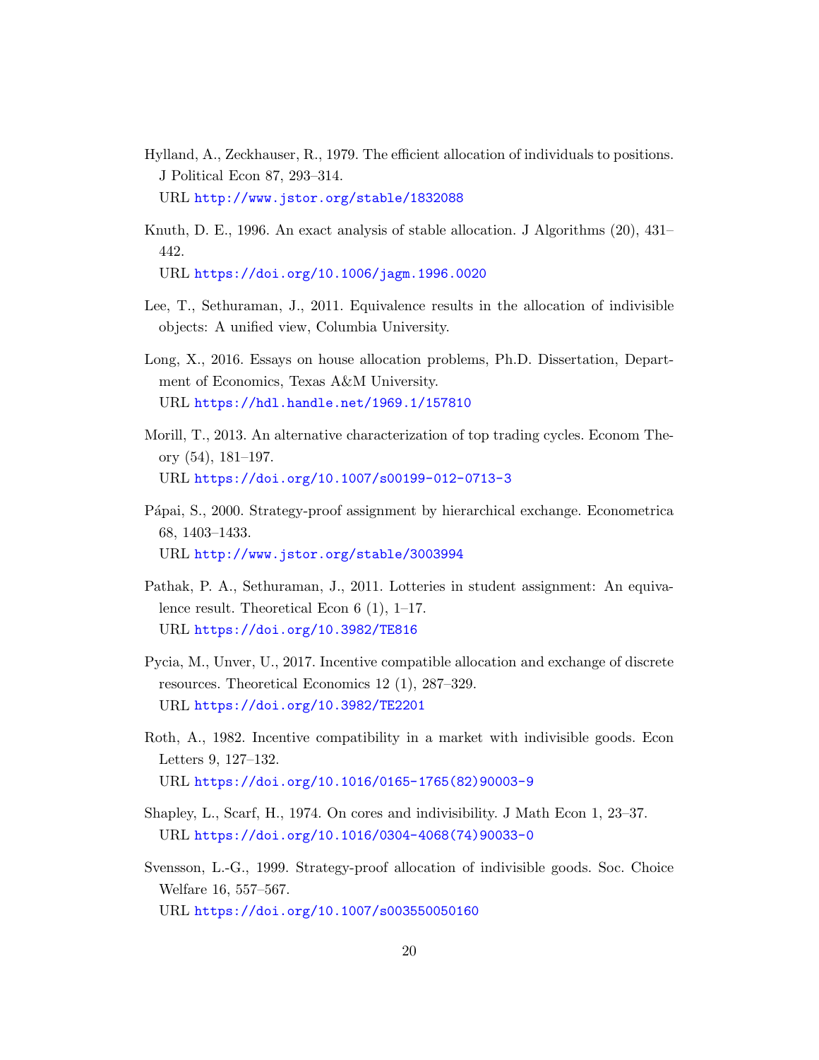Hylland, A., Zeckhauser, R., 1979. The efficient allocation of individuals to positions. J Political Econ 87, 293–314.
URL http://www.jstor.org/stable/1832088

Knuth, D. E., 1996. An exact analysis of stable allocation. J Algorithms (20), 431–442.
URL https://doi.org/10.1006/jagm.1996.0020

Lee, T., Sethuraman, J., 2011. Equivalence results in the allocation of indivisible objects: A unified view, Columbia University.

Long, X., 2016. Essays on house allocation problems, Ph.D. Dissertation, Department of Economics, Texas A&M University.
URL https://hdl.handle.net/1969.1/157810

Morill, T., 2013. An alternative characterization of top trading cycles. Econom Theory (54), 181–197.
URL https://doi.org/10.1007/s00199-012-0713-3

Pápai, S., 2000. Strategy-proof assignment by hierarchical exchange. Econometrica 68, 1403–1433.
URL http://www.jstor.org/stable/3003994

Pathak, P. A., Sethuraman, J., 2011. Lotteries in student assignment: An equivalence result. Theoretical Econ 6 (1), 1–17.
URL https://doi.org/10.3982/TE816

Pycia, M., Unver, U., 2017. Incentive compatible allocation and exchange of discrete resources. Theoretical Economics 12 (1), 287–329.
URL https://doi.org/10.3982/TE2201

Roth, A., 1982. Incentive compatibility in a market with indivisible goods. Econ Letters 9, 127–132.
URL https://doi.org/10.1016/0165-1765(82)90003-9

Shapley, L., Scarf, H., 1974. On cores and indivisibility. J Math Econ 1, 23–37.
URL https://doi.org/10.1016/0304-4068(74)90033-0

Svensson, L.-G., 1999. Strategy-proof allocation of indivisible goods. Soc. Choice Welfare 16, 557–567.
URL https://doi.org/10.1007/s003550050160